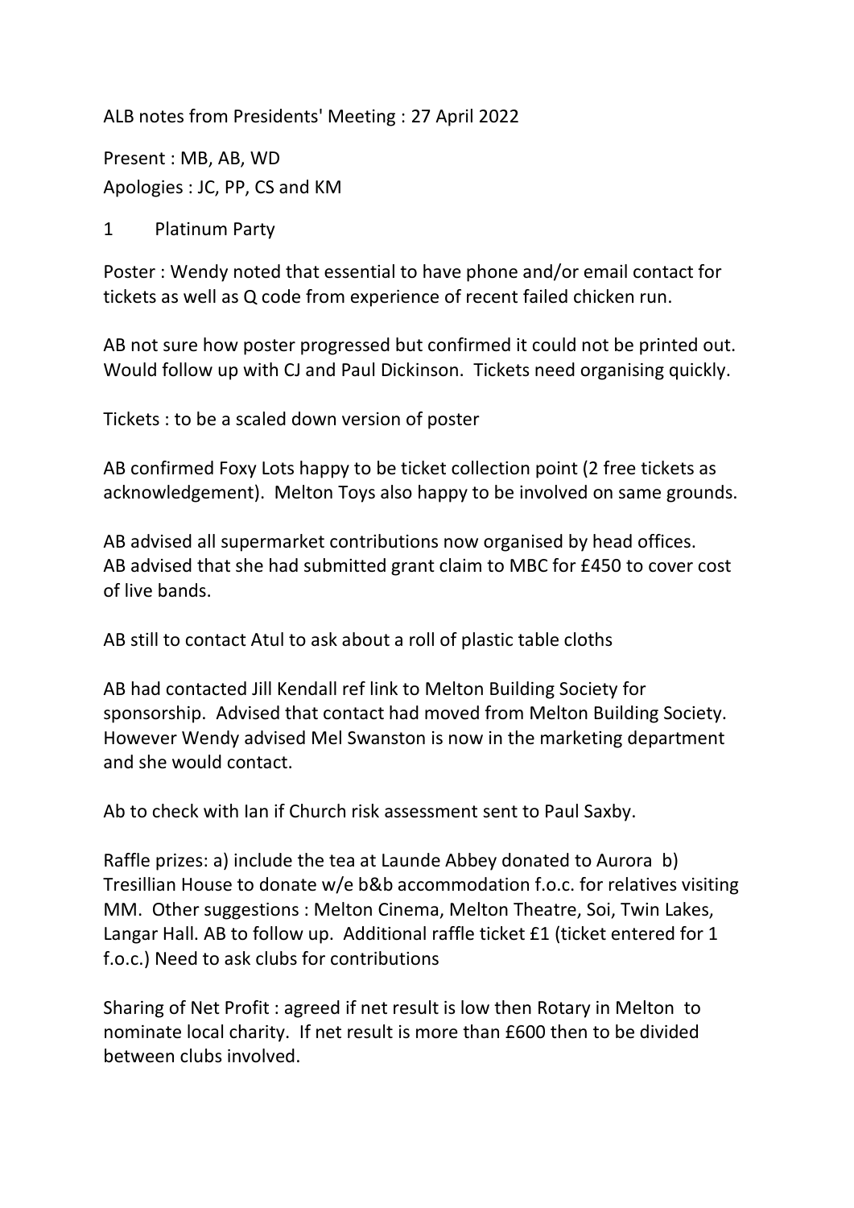ALB notes from Presidents' Meeting : 27 April 2022

Present : MB, AB, WD
Apologies : JC, PP, CS and KM

1 Platinum Party

Poster : Wendy noted that essential to have phone and/or email contact for tickets as well as Q code from experience of recent failed chicken run.

AB not sure how poster progressed but confirmed it could not be printed out. Would follow up with CJ and Paul Dickinson. Tickets need organising quickly.

Tickets : to be a scaled down version of poster

AB confirmed Foxy Lots happy to be ticket collection point (2 free tickets as acknowledgement). Melton Toys also happy to be involved on same grounds.

AB advised all supermarket contributions now organised by head offices.
AB advised that she had submitted grant claim to MBC for £450 to cover cost of live bands.

AB still to contact Atul to ask about a roll of plastic table cloths

AB had contacted Jill Kendall ref link to Melton Building Society for sponsorship. Advised that contact had moved from Melton Building Society. However Wendy advised Mel Swanston is now in the marketing department and she would contact.

Ab to check with Ian if Church risk assessment sent to Paul Saxby.

Raffle prizes: a) include the tea at Launde Abbey donated to Aurora b) Tresillian House to donate w/e b&b accommodation f.o.c. for relatives visiting MM. Other suggestions : Melton Cinema, Melton Theatre, Soi, Twin Lakes, Langar Hall. AB to follow up. Additional raffle ticket £1 (ticket entered for 1 f.o.c.) Need to ask clubs for contributions

Sharing of Net Profit : agreed if net result is low then Rotary in Melton to nominate local charity. If net result is more than £600 then to be divided between clubs involved.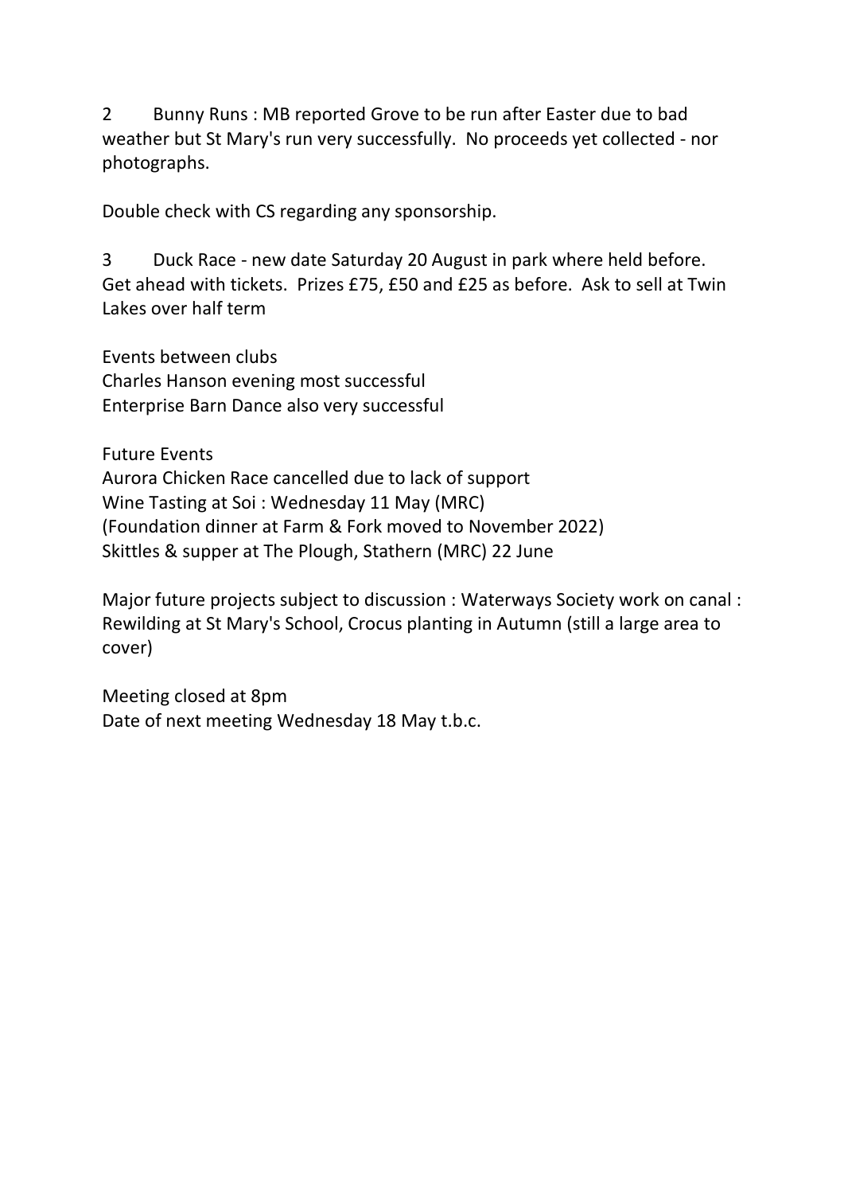2 Bunny Runs : MB reported Grove to be run after Easter due to bad weather but St Mary's run very successfully. No proceeds yet collected - nor photographs.

Double check with CS regarding any sponsorship.

3 Duck Race - new date Saturday 20 August in park where held before. Get ahead with tickets. Prizes £75, £50 and £25 as before. Ask to sell at Twin Lakes over half term

Events between clubs
Charles Hanson evening most successful
Enterprise Barn Dance also very successful

Future Events
Aurora Chicken Race cancelled due to lack of support
Wine Tasting at Soi : Wednesday 11 May (MRC)
(Foundation dinner at Farm & Fork moved to November 2022)
Skittles & supper at The Plough, Stathern (MRC) 22 June

Major future projects subject to discussion : Waterways Society work on canal : Rewilding at St Mary's School, Crocus planting in Autumn (still a large area to cover)

Meeting closed at 8pm
Date of next meeting Wednesday 18 May t.b.c.